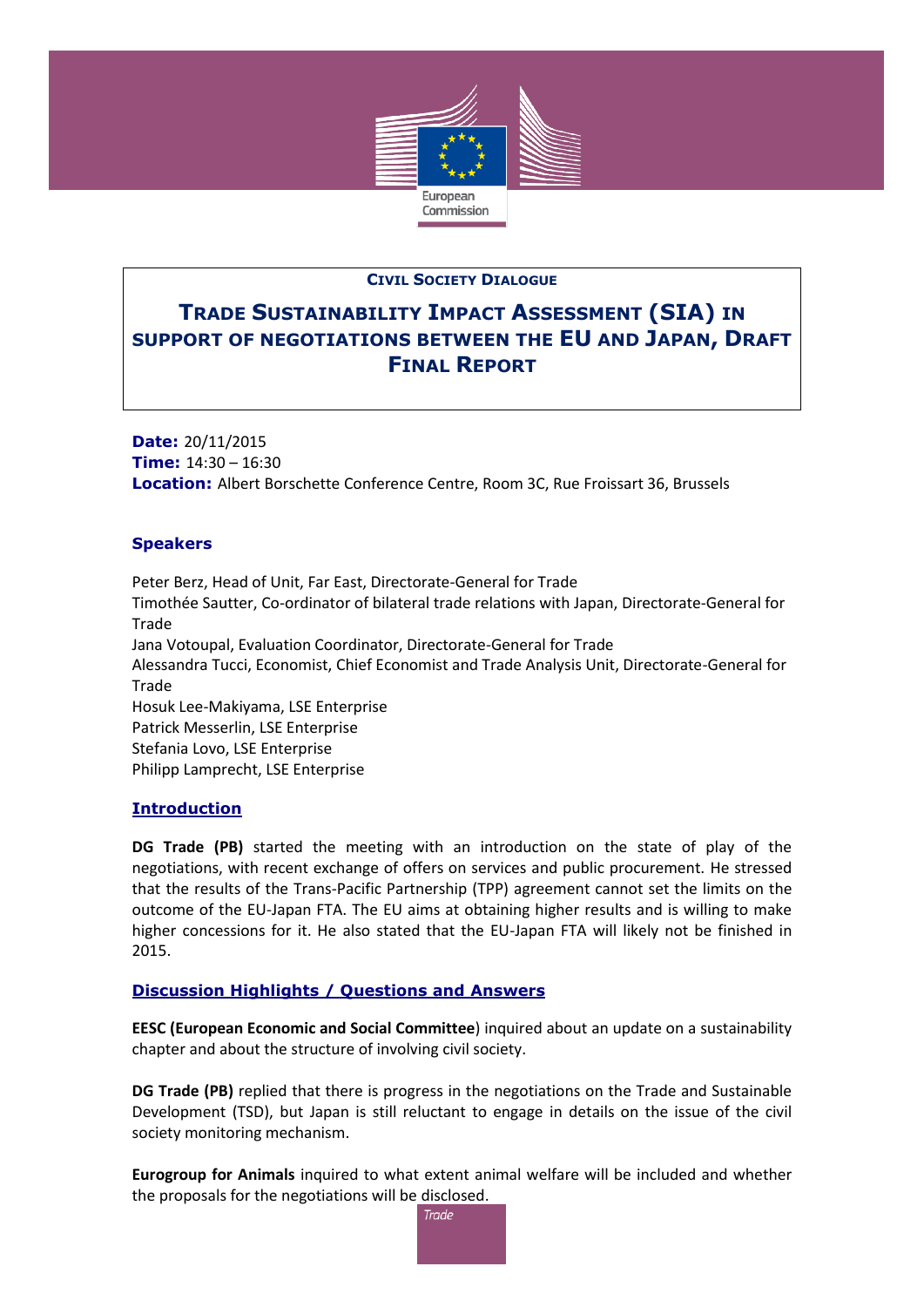**Civil Society Dialogue**

# Trade Sustainability Impact Assessment (SIA) in support of negotiations between the EU and Japan, Draft Final Report

**Date:** 20/11/2015
**Time:** 14:30 – 16:30
**Location:** Albert Borschette Conference Centre, Room 3C, Rue Froissart 36, Brussels

## Speakers

Peter Berz, Head of Unit, Far East, Directorate-General for Trade
Timothée Sautter, Co-ordinator of bilateral trade relations with Japan, Directorate-General for Trade
Jana Votoupal, Evaluation Coordinator, Directorate-General for Trade
Alessandra Tucci, Economist, Chief Economist and Trade Analysis Unit, Directorate-General for Trade
Hosuk Lee-Makiyama, LSE Enterprise
Patrick Messerlin, LSE Enterprise
Stefania Lovo, LSE Enterprise
Philipp Lamprecht, LSE Enterprise

## Introduction

**DG Trade (PB)** started the meeting with an introduction on the state of play of the negotiations, with recent exchange of offers on services and public procurement. He stressed that the results of the Trans-Pacific Partnership (TPP) agreement cannot set the limits on the outcome of the EU-Japan FTA. The EU aims at obtaining higher results and is willing to make higher concessions for it. He also stated that the EU-Japan FTA will likely not be finished in 2015.

## Discussion Highlights / Questions and Answers

**EESC (European Economic and Social Committee**) inquired about an update on a sustainability chapter and about the structure of involving civil society.

**DG Trade (PB)** replied that there is progress in the negotiations on the Trade and Sustainable Development (TSD), but Japan is still reluctant to engage in details on the issue of the civil society monitoring mechanism.

**Eurogroup for Animals** inquired to what extent animal welfare will be included and whether the proposals for the negotiations will be disclosed.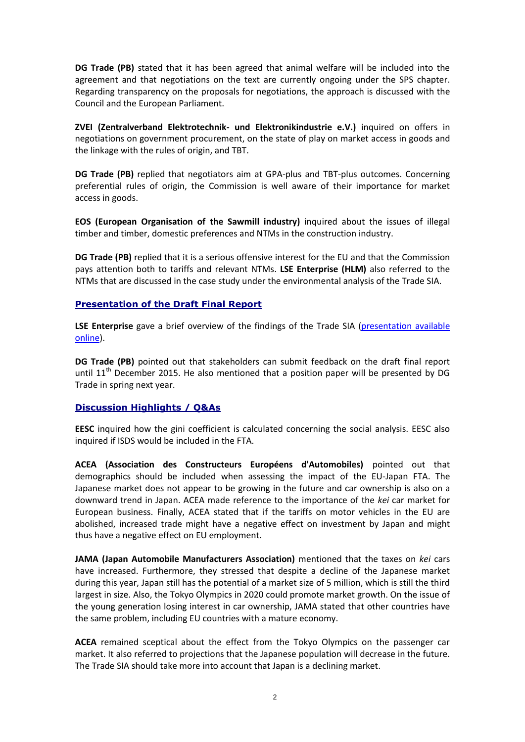**DG Trade (PB)** stated that it has been agreed that animal welfare will be included into the agreement and that negotiations on the text are currently ongoing under the SPS chapter. Regarding transparency on the proposals for negotiations, the approach is discussed with the Council and the European Parliament.

**ZVEI (Zentralverband Elektrotechnik- und Elektronikindustrie e.V.)** inquired on offers in negotiations on government procurement, on the state of play on market access in goods and the linkage with the rules of origin, and TBT.

**DG Trade (PB)** replied that negotiators aim at GPA-plus and TBT-plus outcomes. Concerning preferential rules of origin, the Commission is well aware of their importance for market access in goods.

**EOS (European Organisation of the Sawmill industry)** inquired about the issues of illegal timber and timber, domestic preferences and NTMs in the construction industry.

**DG Trade (PB)** replied that it is a serious offensive interest for the EU and that the Commission pays attention both to tariffs and relevant NTMs. **LSE Enterprise (HLM)** also referred to the NTMs that are discussed in the case study under the environmental analysis of the Trade SIA.

## Presentation of the Draft Final Report

**LSE Enterprise** gave a brief overview of the findings of the Trade SIA (presentation available online).

**DG Trade (PB)** pointed out that stakeholders can submit feedback on the draft final report until 11th December 2015. He also mentioned that a position paper will be presented by DG Trade in spring next year.

## Discussion Highlights / Q&As

**EESC** inquired how the gini coefficient is calculated concerning the social analysis. EESC also inquired if ISDS would be included in the FTA.

**ACEA (Association des Constructeurs Européens d'Automobiles)** pointed out that demographics should be included when assessing the impact of the EU-Japan FTA. The Japanese market does not appear to be growing in the future and car ownership is also on a downward trend in Japan. ACEA made reference to the importance of the *kei* car market for European business. Finally, ACEA stated that if the tariffs on motor vehicles in the EU are abolished, increased trade might have a negative effect on investment by Japan and might thus have a negative effect on EU employment.

**JAMA (Japan Automobile Manufacturers Association)** mentioned that the taxes on *kei* cars have increased. Furthermore, they stressed that despite a decline of the Japanese market during this year, Japan still has the potential of a market size of 5 million, which is still the third largest in size. Also, the Tokyo Olympics in 2020 could promote market growth. On the issue of the young generation losing interest in car ownership, JAMA stated that other countries have the same problem, including EU countries with a mature economy.

**ACEA** remained sceptical about the effect from the Tokyo Olympics on the passenger car market. It also referred to projections that the Japanese population will decrease in the future. The Trade SIA should take more into account that Japan is a declining market.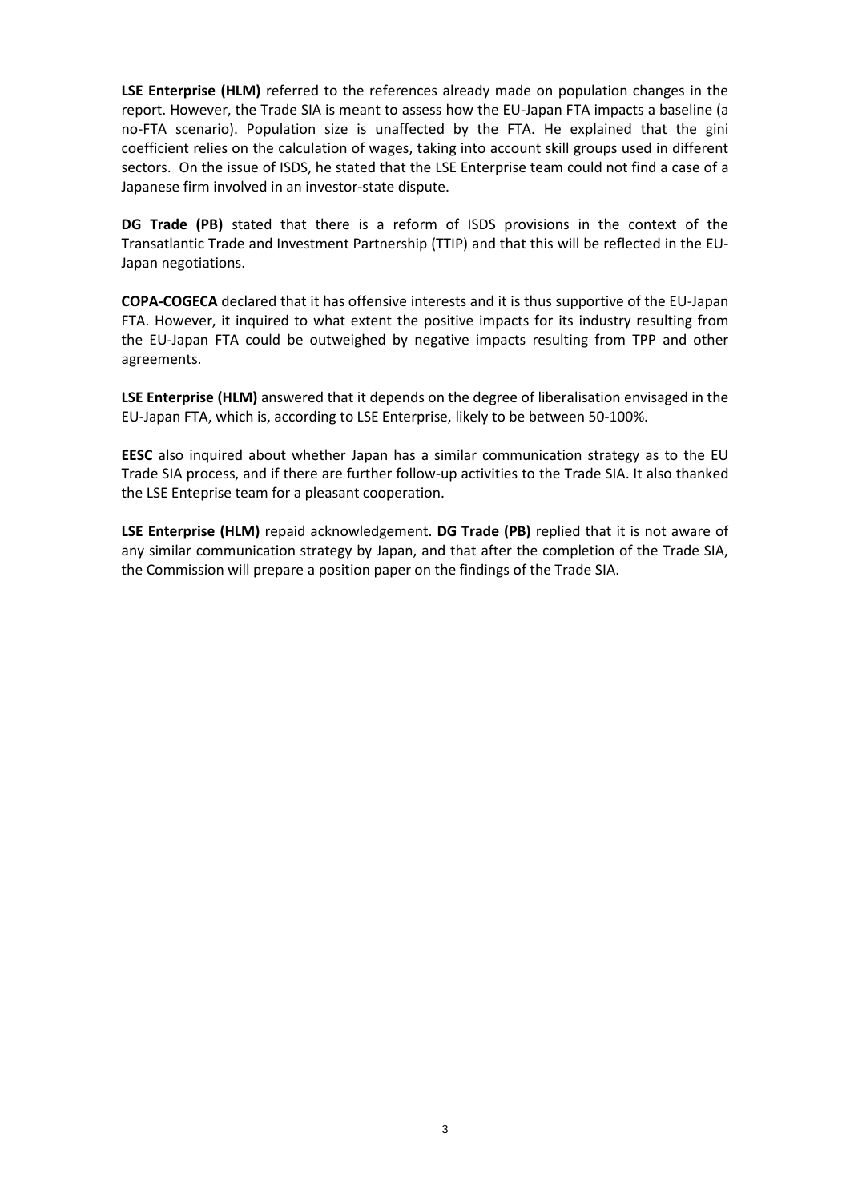**LSE Enterprise (HLM)** referred to the references already made on population changes in the report. However, the Trade SIA is meant to assess how the EU-Japan FTA impacts a baseline (a no-FTA scenario). Population size is unaffected by the FTA. He explained that the gini coefficient relies on the calculation of wages, taking into account skill groups used in different sectors. On the issue of ISDS, he stated that the LSE Enterprise team could not find a case of a Japanese firm involved in an investor-state dispute.

**DG Trade (PB)** stated that there is a reform of ISDS provisions in the context of the Transatlantic Trade and Investment Partnership (TTIP) and that this will be reflected in the EU-Japan negotiations.

**COPA-COGECA** declared that it has offensive interests and it is thus supportive of the EU-Japan FTA. However, it inquired to what extent the positive impacts for its industry resulting from the EU-Japan FTA could be outweighed by negative impacts resulting from TPP and other agreements.

**LSE Enterprise (HLM)** answered that it depends on the degree of liberalisation envisaged in the EU-Japan FTA, which is, according to LSE Enterprise, likely to be between 50-100%.

**EESC** also inquired about whether Japan has a similar communication strategy as to the EU Trade SIA process, and if there are further follow-up activities to the Trade SIA. It also thanked the LSE Enteprise team for a pleasant cooperation.

**LSE Enterprise (HLM)** repaid acknowledgement. **DG Trade (PB)** replied that it is not aware of any similar communication strategy by Japan, and that after the completion of the Trade SIA, the Commission will prepare a position paper on the findings of the Trade SIA.